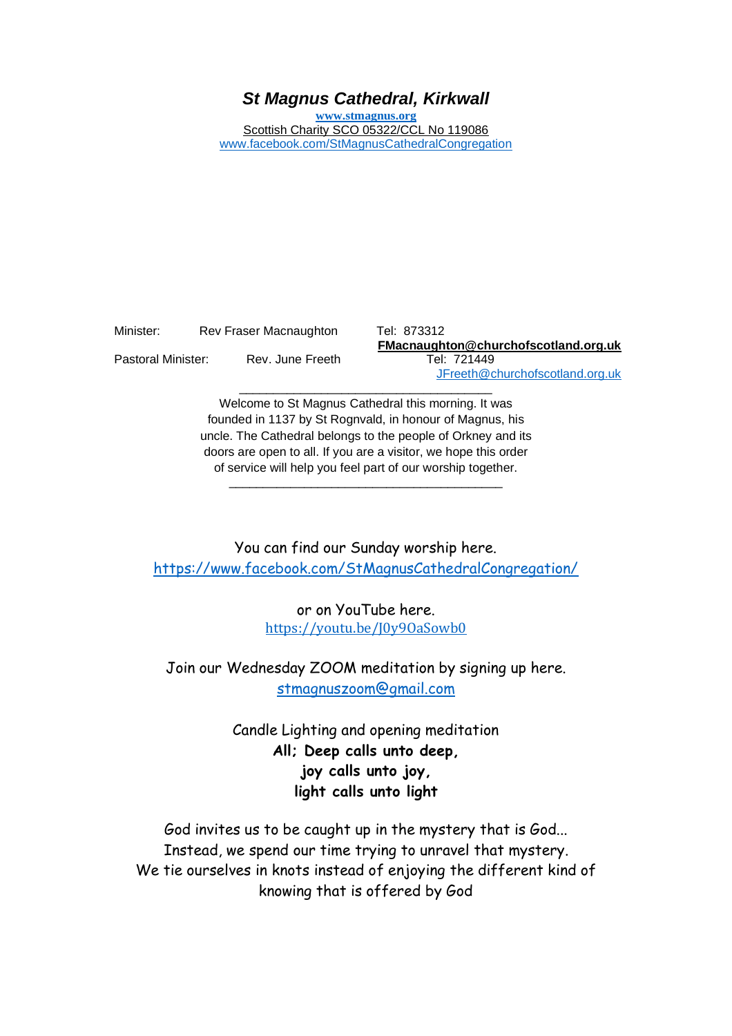# *St Magnus Cathedral, Kirkwall*

**www.stmagnus.org**

Scottish Charity SCO 05322/CCL No 119086

www.facebook.com/StMagnusCathedralCongregation

Minister: Rev Fraser Macnaughton Tel: 873312
**FMacnaughton@churchofscotland.org.uk**

Pastoral Minister: Rev. June Freeth Tel: 721449
JFreeth@churchofscotland.org.uk

---

Welcome to St Magnus Cathedral this morning. It was founded in 1137 by St Rognvald, in honour of Magnus, his uncle. The Cathedral belongs to the people of Orkney and its doors are open to all. If you are a visitor, we hope this order of service will help you feel part of our worship together.

---

You can find our Sunday worship here.
https://www.facebook.com/StMagnusCathedralCongregation/

or on YouTube here.
https://youtu.be/J0y9OaSowb0

Join our Wednesday ZOOM meditation by signing up here.
stmagnuszoom@gmail.com

Candle Lighting and opening meditation

**All; Deep calls unto deep,**
**joy calls unto joy,**
**light calls unto light**

God invites us to be caught up in the mystery that is God...
Instead, we spend our time trying to unravel that mystery.
We tie ourselves in knots instead of enjoying the different kind of knowing that is offered by God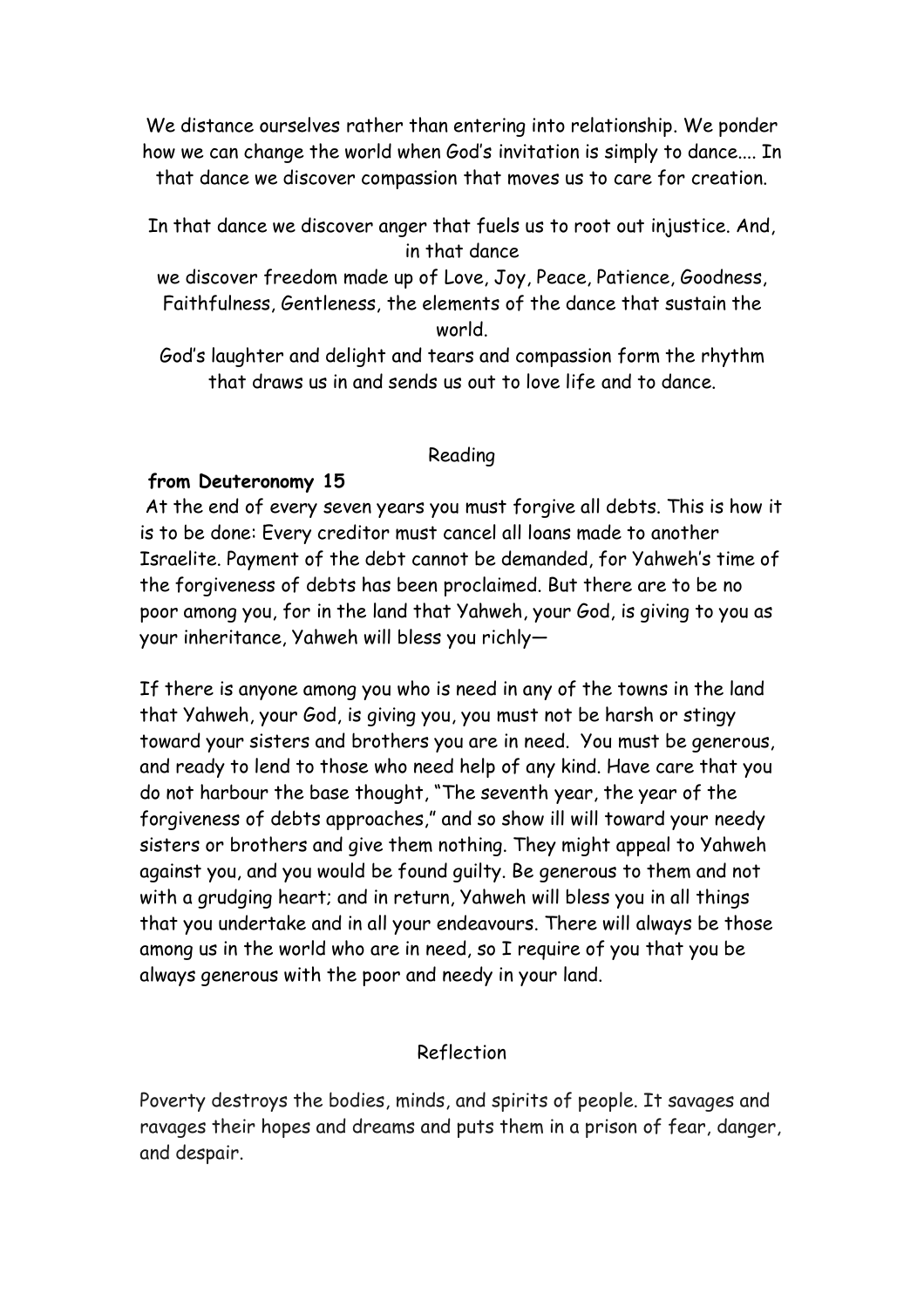We distance ourselves rather than entering into relationship. We ponder how we can change the world when God's invitation is simply to dance.... In that dance we discover compassion that moves us to care for creation.

In that dance we discover anger that fuels us to root out injustice. And, in that dance
we discover freedom made up of Love, Joy, Peace, Patience, Goodness, Faithfulness, Gentleness, the elements of the dance that sustain the world.
God's laughter and delight and tears and compassion form the rhythm that draws us in and sends us out to love life and to dance.

## Reading

**from Deuteronomy 15**

At the end of every seven years you must forgive all debts. This is how it is to be done: Every creditor must cancel all loans made to another Israelite. Payment of the debt cannot be demanded, for Yahweh's time of the forgiveness of debts has been proclaimed. But there are to be no poor among you, for in the land that Yahweh, your God, is giving to you as your inheritance, Yahweh will bless you richly—

If there is anyone among you who is need in any of the towns in the land that Yahweh, your God, is giving you, you must not be harsh or stingy toward your sisters and brothers you are in need. You must be generous, and ready to lend to those who need help of any kind. Have care that you do not harbour the base thought, "The seventh year, the year of the forgiveness of debts approaches," and so show ill will toward your needy sisters or brothers and give them nothing. They might appeal to Yahweh against you, and you would be found guilty. Be generous to them and not with a grudging heart; and in return, Yahweh will bless you in all things that you undertake and in all your endeavours. There will always be those among us in the world who are in need, so I require of you that you be always generous with the poor and needy in your land.

## Reflection

Poverty destroys the bodies, minds, and spirits of people. It savages and ravages their hopes and dreams and puts them in a prison of fear, danger, and despair.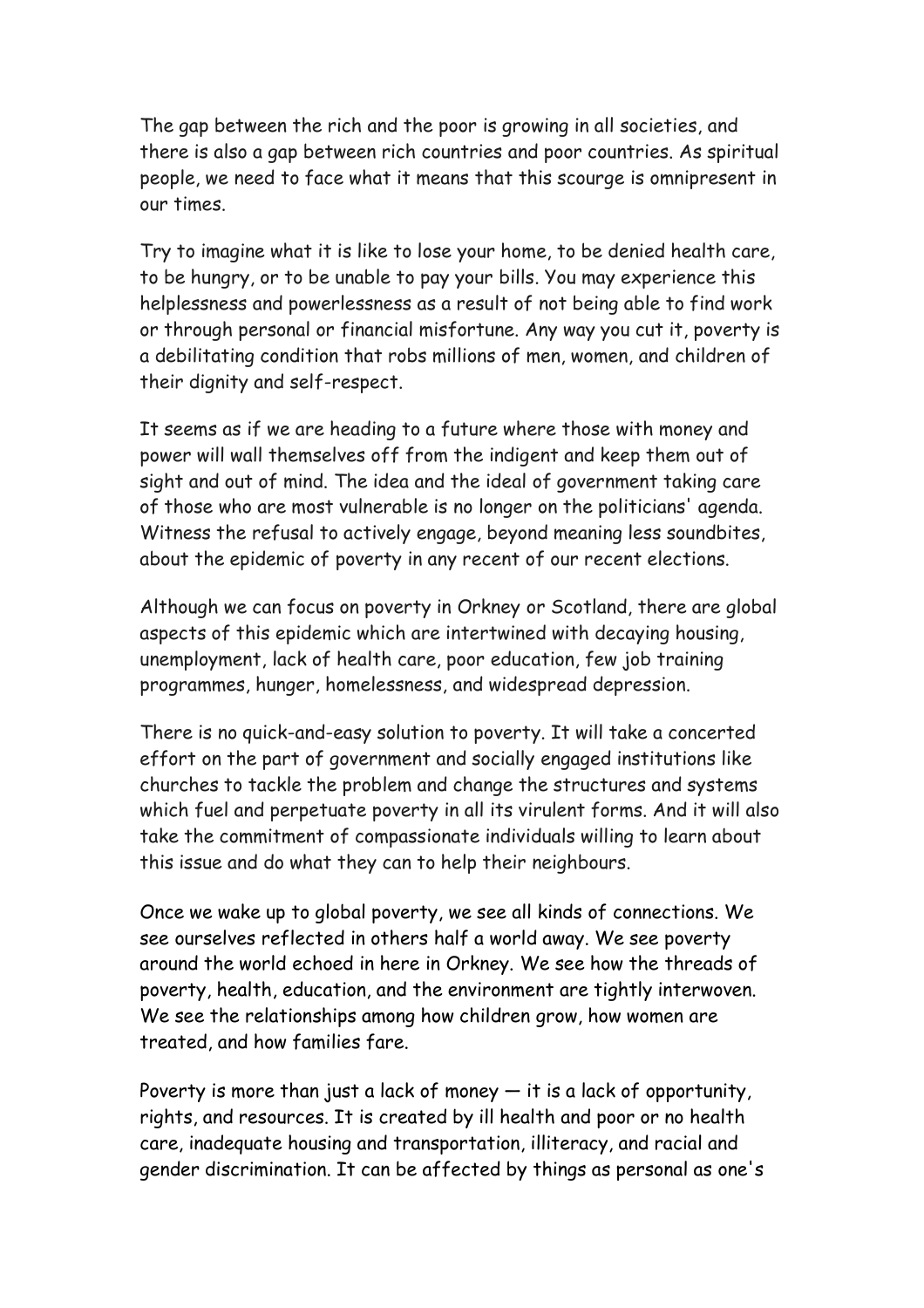The gap between the rich and the poor is growing in all societies, and there is also a gap between rich countries and poor countries. As spiritual people, we need to face what it means that this scourge is omnipresent in our times.

Try to imagine what it is like to lose your home, to be denied health care, to be hungry, or to be unable to pay your bills. You may experience this helplessness and powerlessness as a result of not being able to find work or through personal or financial misfortune. Any way you cut it, poverty is a debilitating condition that robs millions of men, women, and children of their dignity and self-respect.

It seems as if we are heading to a future where those with money and power will wall themselves off from the indigent and keep them out of sight and out of mind. The idea and the ideal of government taking care of those who are most vulnerable is no longer on the politicians' agenda. Witness the refusal to actively engage, beyond meaning less soundbites, about the epidemic of poverty in any recent of our recent elections.

Although we can focus on poverty in Orkney or Scotland, there are global aspects of this epidemic which are intertwined with decaying housing, unemployment, lack of health care, poor education, few job training programmes, hunger, homelessness, and widespread depression.

There is no quick-and-easy solution to poverty. It will take a concerted effort on the part of government and socially engaged institutions like churches to tackle the problem and change the structures and systems which fuel and perpetuate poverty in all its virulent forms. And it will also take the commitment of compassionate individuals willing to learn about this issue and do what they can to help their neighbours.

Once we wake up to global poverty, we see all kinds of connections. We see ourselves reflected in others half a world away. We see poverty around the world echoed in here in Orkney. We see how the threads of poverty, health, education, and the environment are tightly interwoven. We see the relationships among how children grow, how women are treated, and how families fare.

Poverty is more than just a lack of money — it is a lack of opportunity, rights, and resources. It is created by ill health and poor or no health care, inadequate housing and transportation, illiteracy, and racial and gender discrimination. It can be affected by things as personal as one's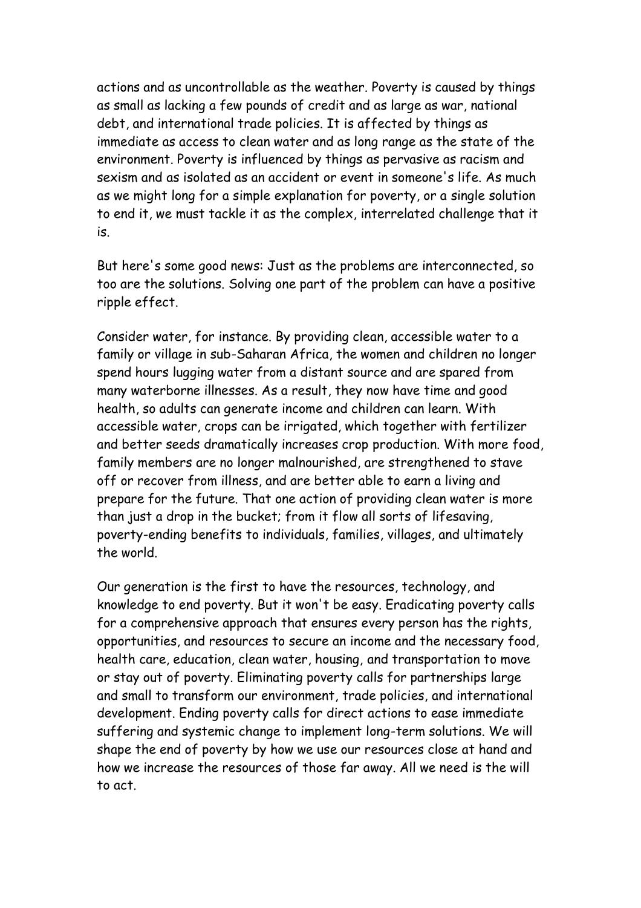actions and as uncontrollable as the weather. Poverty is caused by things as small as lacking a few pounds of credit and as large as war, national debt, and international trade policies. It is affected by things as immediate as access to clean water and as long range as the state of the environment. Poverty is influenced by things as pervasive as racism and sexism and as isolated as an accident or event in someone's life. As much as we might long for a simple explanation for poverty, or a single solution to end it, we must tackle it as the complex, interrelated challenge that it is.

But here's some good news: Just as the problems are interconnected, so too are the solutions. Solving one part of the problem can have a positive ripple effect.

Consider water, for instance. By providing clean, accessible water to a family or village in sub-Saharan Africa, the women and children no longer spend hours lugging water from a distant source and are spared from many waterborne illnesses. As a result, they now have time and good health, so adults can generate income and children can learn. With accessible water, crops can be irrigated, which together with fertilizer and better seeds dramatically increases crop production. With more food, family members are no longer malnourished, are strengthened to stave off or recover from illness, and are better able to earn a living and prepare for the future. That one action of providing clean water is more than just a drop in the bucket; from it flow all sorts of lifesaving, poverty-ending benefits to individuals, families, villages, and ultimately the world.

Our generation is the first to have the resources, technology, and knowledge to end poverty. But it won't be easy. Eradicating poverty calls for a comprehensive approach that ensures every person has the rights, opportunities, and resources to secure an income and the necessary food, health care, education, clean water, housing, and transportation to move or stay out of poverty. Eliminating poverty calls for partnerships large and small to transform our environment, trade policies, and international development. Ending poverty calls for direct actions to ease immediate suffering and systemic change to implement long-term solutions. We will shape the end of poverty by how we use our resources close at hand and how we increase the resources of those far away. All we need is the will to act.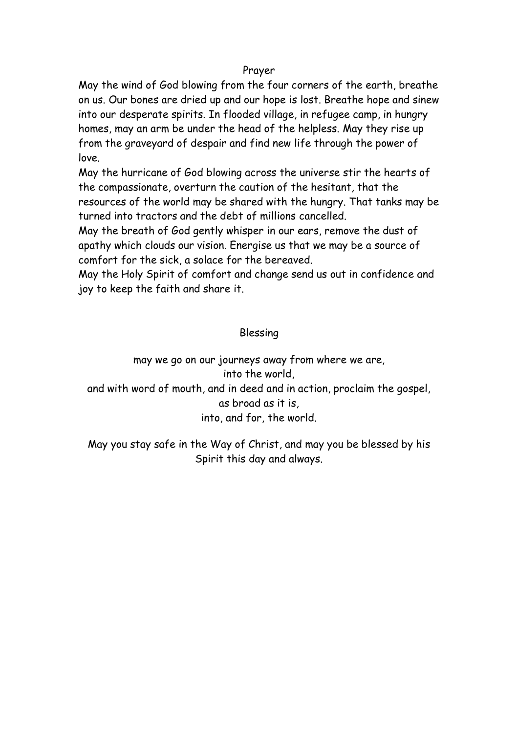## Prayer

May the wind of God blowing from the four corners of the earth, breathe on us. Our bones are dried up and our hope is lost. Breathe hope and sinew into our desperate spirits. In flooded village, in refugee camp, in hungry homes, may an arm be under the head of the helpless. May they rise up from the graveyard of despair and find new life through the power of love.

May the hurricane of God blowing across the universe stir the hearts of the compassionate, overturn the caution of the hesitant, that the resources of the world may be shared with the hungry. That tanks may be turned into tractors and the debt of millions cancelled.

May the breath of God gently whisper in our ears, remove the dust of apathy which clouds our vision. Energise us that we may be a source of comfort for the sick, a solace for the bereaved.

May the Holy Spirit of comfort and change send us out in confidence and joy to keep the faith and share it.

## Blessing

may we go on our journeys away from where we are,
into the world,
and with word of mouth, and in deed and in action, proclaim the gospel,
as broad as it is,
into, and for, the world.

May you stay safe in the Way of Christ, and may you be blessed by his Spirit this day and always.